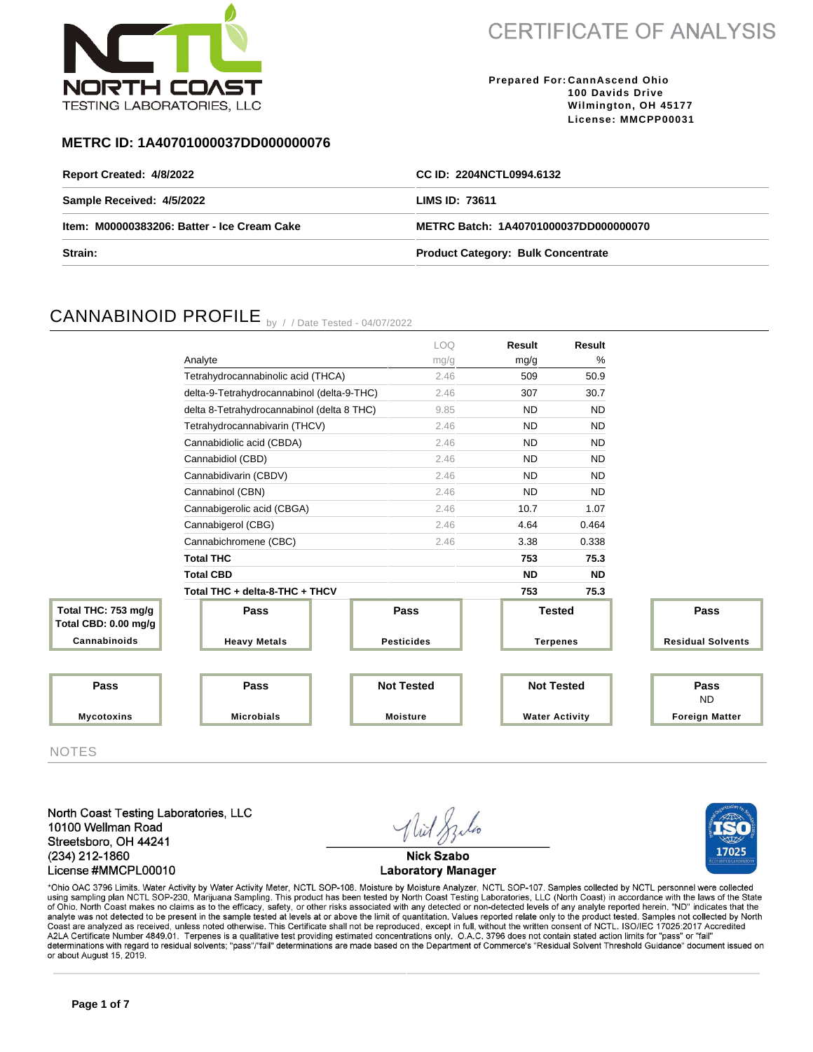**NORTH COAST**
TESTING LABORATORIES, LLC

# CERTIFICATE OF ANALYSIS

**Prepared For:** CannAscend Ohio
100 Davids Drive
Wilmington, OH 45177
License: MMCPP00031

### METRC ID: 1A40701000037DD000000076

| | |
|---|---|
| **Report Created: 4/8/2022** | **CC ID: 2204NCTL0994.6132** |
| **Sample Received: 4/5/2022** | **LIMS ID: 73611** |
| **Item: M00000383206: Batter - Ice Cream Cake** | **METRC Batch: 1A40701000037DD000000070** |
| **Strain:** | **Product Category: Bulk Concentrate** |

## CANNABINOID PROFILE

by / / Date Tested - 04/07/2022

| Analyte | LOQ mg/g | Result mg/g | Result % |
|---|---|---|---|
| Tetrahydrocannabinolic acid (THCA) | 2.46 | 509 | 50.9 |
| delta-9-Tetrahydrocannabinol (delta-9-THC) | 2.46 | 307 | 30.7 |
| delta 8-Tetrahydrocannabinol (delta 8 THC) | 9.85 | ND | ND |
| Tetrahydrocannabivarin (THCV) | 2.46 | ND | ND |
| Cannabidiolic acid (CBDA) | 2.46 | ND | ND |
| Cannabidiol (CBD) | 2.46 | ND | ND |
| Cannabidivarin (CBDV) | 2.46 | ND | ND |
| Cannabinol (CBN) | 2.46 | ND | ND |
| Cannabigerolic acid (CBGA) | 2.46 | 10.7 | 1.07 |
| Cannabigerol (CBG) | 2.46 | 4.64 | 0.464 |
| Cannabichromene (CBC) | 2.46 | 3.38 | 0.338 |
| **Total THC** | | **753** | **75.3** |
| **Total CBD** | | **ND** | **ND** |
| **Total THC + delta-8-THC + THCV** | | **753** | **75.3** |

| Cannabinoids | Heavy Metals | Pesticides | Terpenes | Residual Solvents |
|---|---|---|---|---|
| Total THC: 753 mg/g<br>Total CBD: 0.00 mg/g | Pass | Pass | Tested | Pass |

| Mycotoxins | Microbials | Moisture | Water Activity | Foreign Matter |
|---|---|---|---|---|
| Pass | Pass | Not Tested | Not Tested | Pass<br>ND |

## NOTES

North Coast Testing Laboratories, LLC
10100 Wellman Road
Streetsboro, OH 44241
(234) 212-1860
License #MMCPL00010

Nick Szabo
Laboratory Manager

ISO 17025

*Ohio OAC 3796 Limits. Water Activity by Water Activity Meter, NCTL SOP-108. Moisture by Moisture Analyzer, NCTL SOP-107. Samples collected by NCTL personnel were collected using sampling plan NCTL SOP-230, Marijuana Sampling. This product has been tested by North Coast Testing Laboratories, LLC (North Coast) in accordance with the laws of the State of Ohio. North Coast makes no claims as to the efficacy, safety, or other risks associated with any detected or non-detected levels of any analyte reported herein. "ND" indicates that the analyte was not detected to be present in the sample tested at levels at or above the limit of quantitation. Values reported relate only to the product tested. Samples not collected by North Coast are analyzed as received, unless noted otherwise. This Certificate shall not be reproduced, except in full, without the written consent of NCTL. ISO/IEC 17025:2017 Accredited A2LA Certificate Number 4849.01. Terpenes is a qualitative test providing estimated concentrations only. O.A.C. 3796 does not contain stated action limits for "pass" or "fail" determinations with regard to residual solvents; "pass"/"fail" determinations are made based on the Department of Commerce's "Residual Solvent Threshold Guidance" document issued on or about August 15, 2019.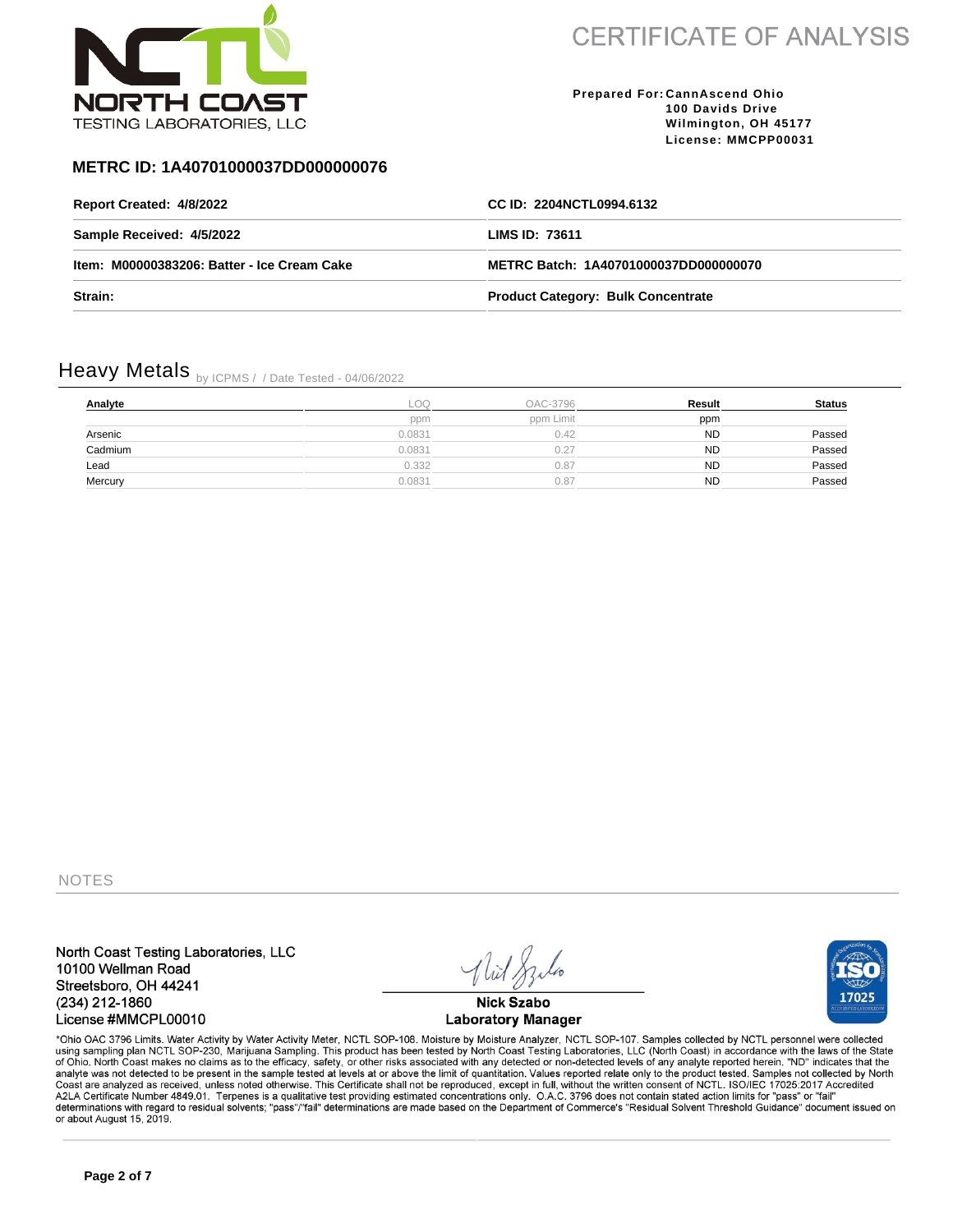# CERTIFICATE OF ANALYSIS

NORTH COAST TESTING LABORATORIES, LLC

**Prepared For:** CannAscend Ohio
100 Davids Drive
Wilmington, OH 45177
License: MMCPP00031

## METRC ID: 1A40701000037DD000000076

| | |
|---|---|
| **Report Created: 4/8/2022** | **CC ID: 2204NCTL0994.6132** |
| **Sample Received: 4/5/2022** | **LIMS ID: 73611** |
| **Item: M00000383206: Batter - Ice Cream Cake** | **METRC Batch: 1A40701000037DD000000070** |
| **Strain:** | **Product Category: Bulk Concentrate** |

## Heavy Metals by ICPMS / / Date Tested - 04/06/2022

| Analyte | LOQ | OAC-3796 | Result | Status |
|---|---|---|---|---|
| | ppm | ppm Limit | ppm | |
| Arsenic | 0.0831 | 0.42 | ND | Passed |
| Cadmium | 0.0831 | 0.27 | ND | Passed |
| Lead | 0.332 | 0.87 | ND | Passed |
| Mercury | 0.0831 | 0.87 | ND | Passed |

NOTES

North Coast Testing Laboratories, LLC
10100 Wellman Road
Streetsboro, OH 44241
(234) 212-1860
License #MMCPL00010

Nick Szabo
Laboratory Manager

*Ohio OAC 3796 Limits. Water Activity by Water Activity Meter, NCTL SOP-108. Moisture by Moisture Analyzer, NCTL SOP-107. Samples collected by NCTL personnel were collected using sampling plan NCTL SOP-230, Marijuana Sampling. This product has been tested by North Coast Testing Laboratories, LLC (North Coast) in accordance with the laws of the State of Ohio. North Coast makes no claims as to the efficacy, safety, or other risks associated with any detected or non-detected levels of any analyte reported herein. "ND" indicates that the analyte was not detected to be present in the sample tested at levels at or above the limit of quantitation. Values reported relate only to the product tested. Samples not collected by North Coast are analyzed as received, unless noted otherwise. This Certificate shall not be reproduced, except in full, without the written consent of NCTL. ISO/IEC 17025:2017 Accredited A2LA Certificate Number 4849.01. Terpenes is a qualitative test providing estimated concentrations only. O.A.C. 3796 does not contain stated action limits for "pass" or "fail" determinations with regard to residual solvents; "pass"/"fail" determinations are made based on the Department of Commerce's "Residual Solvent Threshold Guidance" document issued on or about August 15, 2019.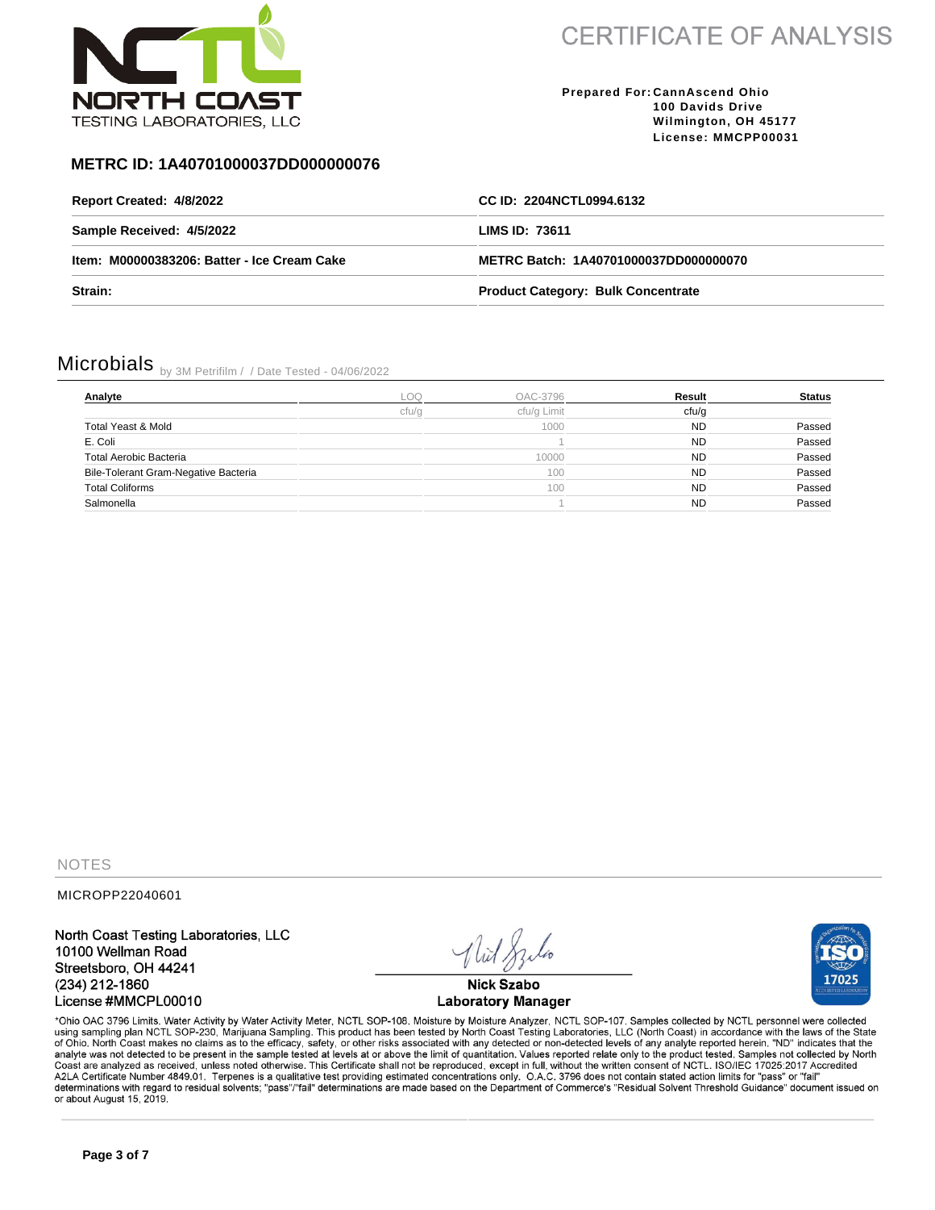# CERTIFICATE OF ANALYSIS

NORTH COAST TESTING LABORATORIES, LLC

**Prepared For:** CannAscend Ohio
100 Davids Drive
Wilmington, OH 45177
License: MMCPP00031

## METRC ID: 1A40701000037DD000000076

| | |
|---|---|
| **Report Created: 4/8/2022** | **CC ID: 2204NCTL0994.6132** |
| **Sample Received: 4/5/2022** | **LIMS ID: 73611** |
| **Item: M00000383206: Batter - Ice Cream Cake** | **METRC Batch: 1A40701000037DD000000070** |
| **Strain:** | **Product Category: Bulk Concentrate** |

## Microbials by 3M Petrifilm / / Date Tested - 04/06/2022

| Analyte | LOQ | OAC-3796 | Result | Status |
|---|---|---|---|---|
| | cfu/g | cfu/g Limit | cfu/g | |
| Total Yeast & Mold | | 1000 | ND | Passed |
| E. Coli | | 1 | ND | Passed |
| Total Aerobic Bacteria | | 10000 | ND | Passed |
| Bile-Tolerant Gram-Negative Bacteria | | 100 | ND | Passed |
| Total Coliforms | | 100 | ND | Passed |
| Salmonella | | 1 | ND | Passed |

## NOTES

MICROPP22040601

North Coast Testing Laboratories, LLC
10100 Wellman Road
Streetsboro, OH 44241
(234) 212-1860
License #MMCPL00010

Nick Szabo
Laboratory Manager

*Ohio OAC 3796 Limits. Water Activity by Water Activity Meter, NCTL SOP-108. Moisture by Moisture Analyzer, NCTL SOP-107. Samples collected by NCTL personnel were collected using sampling plan NCTL SOP-230, Marijuana Sampling. This product has been tested by North Coast Testing Laboratories, LLC (North Coast) in accordance with the laws of the State of Ohio. North Coast makes no claims as to the efficacy, safety, or other risks associated with any detected or non-detected levels of any analyte reported herein. "ND" indicates that the analyte was not detected to be present in the sample tested at levels at or above the limit of quantitation. Values reported relate only to the product tested. Samples not collected by North Coast are analyzed as received, unless noted otherwise. This Certificate shall not be reproduced, except in full, without the written consent of NCTL. ISO/IEC 17025:2017 Accredited A2LA Certificate Number 4849.01. Terpenes is a qualitative test providing estimated concentrations only. O.A.C. 3796 does not contain stated action limits for "pass" or "fail" determinations with regard to residual solvents; "pass"/"fail" determinations are made based on the Department of Commerce's "Residual Solvent Threshold Guidance" document issued on or about August 15, 2019.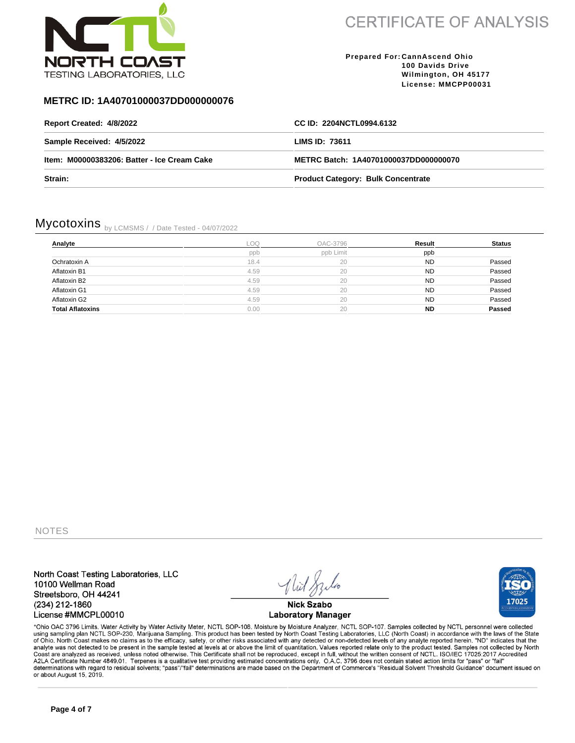NORTH COAST TESTING LABORATORIES, LLC

# CERTIFICATE OF ANALYSIS

**Prepared For:** CannAscend Ohio
100 Davids Drive
Wilmington, OH 45177
License: MMCPP00031

## METRC ID: 1A40701000037DD000000076

| | |
|---|---|
| **Report Created: 4/8/2022** | **CC ID: 2204NCTL0994.6132** |
| **Sample Received: 4/5/2022** | **LIMS ID: 73611** |
| **Item: M00000383206: Batter - Ice Cream Cake** | **METRC Batch: 1A40701000037DD000000070** |
| **Strain:** | **Product Category: Bulk Concentrate** |

## Mycotoxins by LCMSMS / / Date Tested - 04/07/2022

| Analyte | LOQ | OAC-3796 | Result | Status |
|---|---|---|---|---|
| | ppb | ppb Limit | ppb | |
| Ochratoxin A | 18.4 | 20 | ND | Passed |
| Aflatoxin B1 | 4.59 | 20 | ND | Passed |
| Aflatoxin B2 | 4.59 | 20 | ND | Passed |
| Aflatoxin G1 | 4.59 | 20 | ND | Passed |
| Aflatoxin G2 | 4.59 | 20 | ND | Passed |
| **Total Aflatoxins** | 0.00 | 20 | **ND** | **Passed** |

NOTES

North Coast Testing Laboratories, LLC
10100 Wellman Road
Streetsboro, OH 44241
(234) 212-1860
License #MMCPL00010

Nick Szabo
Laboratory Manager

*Ohio OAC 3796 Limits. Water Activity by Water Activity Meter, NCTL SOP-108. Moisture by Moisture Analyzer, NCTL SOP-107. Samples collected by NCTL personnel were collected using sampling plan NCTL SOP-230, Marijuana Sampling. This product has been tested by North Coast Testing Laboratories, LLC (North Coast) in accordance with the laws of the State of Ohio. North Coast makes no claims as to the efficacy, safety, or other risks associated with any detected or non-detected levels of any analyte reported herein. "ND" indicates that the analyte was not detected to be present in the sample tested at levels at or above the limit of quantitation. Values reported relate only to the product tested. Samples not collected by North Coast are analyzed as received, unless noted otherwise. This Certificate shall not be reproduced, except in full, without the written consent of NCTL. ISO/IEC 17025:2017 Accredited A2LA Certificate Number 4849.01. Terpenes is a qualitative test providing estimated concentrations only. O.A.C. 3796 does not contain stated action limits for "pass" or "fail" determinations with regard to residual solvents; "pass"/"fail" determinations are made based on the Department of Commerce's "Residual Solvent Threshold Guidance" document issued on or about August 15, 2019.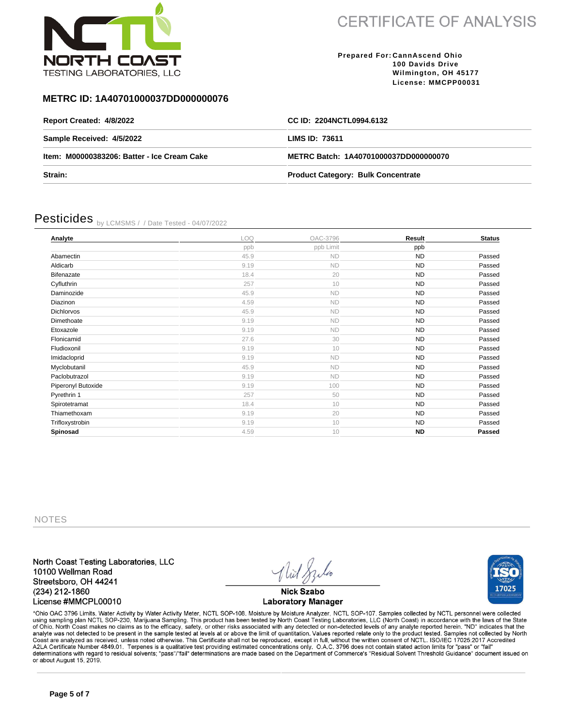NORTH COAST TESTING LABORATORIES, LLC

# CERTIFICATE OF ANALYSIS

**Prepared For:** **CannAscend Ohio**
**100 Davids Drive**
**Wilmington, OH 45177**
**License: MMCPP00031**

## METRC ID: 1A40701000037DD000000076

| | |
|---|---|
| **Report Created: 4/8/2022** | **CC ID: 2204NCTL0994.6132** |
| **Sample Received: 4/5/2022** | **LIMS ID: 73611** |
| **Item: M00000383206: Batter - Ice Cream Cake** | **METRC Batch: 1A40701000037DD000000070** |
| **Strain:** | **Product Category: Bulk Concentrate** |

## Pesticides by LCMSMS / / Date Tested - 04/07/2022

| Analyte | LOQ | OAC-3796 | Result | Status |
|---|---|---|---|---|
| | ppb | ppb Limit | ppb | |
| Abamectin | 45.9 | ND | ND | Passed |
| Aldicarb | 9.19 | ND | ND | Passed |
| Bifenazate | 18.4 | 20 | ND | Passed |
| Cyfluthrin | 257 | 10 | ND | Passed |
| Daminozide | 45.9 | ND | ND | Passed |
| Diazinon | 4.59 | ND | ND | Passed |
| Dichlorvos | 45.9 | ND | ND | Passed |
| Dimethoate | 9.19 | ND | ND | Passed |
| Etoxazole | 9.19 | ND | ND | Passed |
| Flonicamid | 27.6 | 30 | ND | Passed |
| Fludioxonil | 9.19 | 10 | ND | Passed |
| Imidacloprid | 9.19 | ND | ND | Passed |
| Myclobutanil | 45.9 | ND | ND | Passed |
| Paclobutrazol | 9.19 | ND | ND | Passed |
| Piperonyl Butoxide | 9.19 | 100 | ND | Passed |
| Pyrethrin 1 | 257 | 50 | ND | Passed |
| Spirotetramat | 18.4 | 10 | ND | Passed |
| Thiamethoxam | 9.19 | 20 | ND | Passed |
| Trifloxystrobin | 9.19 | 10 | ND | Passed |
| **Spinosad** | 4.59 | 10 | **ND** | **Passed** |

NOTES

North Coast Testing Laboratories, LLC
10100 Wellman Road
Streetsboro, OH 44241
(234) 212-1860
License #MMCPL00010

**Nick Szabo**
**Laboratory Manager**

ISO 17025 ACCREDITED LABORATORY

*Ohio OAC 3796 Limits. Water Activity by Water Activity Meter, NCTL SOP-108. Moisture by Moisture Analyzer, NCTL SOP-107. Samples collected by NCTL personnel were collected using sampling plan NCTL SOP-230, Marijuana Sampling. This product has been tested by North Coast Testing Laboratories, LLC (North Coast) in accordance with the laws of the State of Ohio. North Coast makes no claims as to the efficacy, safety, or other risks associated with any detected or non-detected levels of any analyte reported herein. "ND" indicates that the analyte was not detected to be present in the sample tested at levels at or above the limit of quantitation. Values reported relate only to the product tested. Samples not collected by North Coast are analyzed as received, unless noted otherwise. This Certificate shall not be reproduced, except in full, without the written consent of NCTL. ISO/IEC 17025:2017 Accredited A2LA Certificate Number 4849.01. Terpenes is a qualitative test providing estimated concentrations only. O.A.C. 3796 does not contain stated action limits for "pass" or "fail" determinations with regard to residual solvents; "pass"/"fail" determinations are made based on the Department of Commerce's "Residual Solvent Threshold Guidance" document issued on or about August 15, 2019.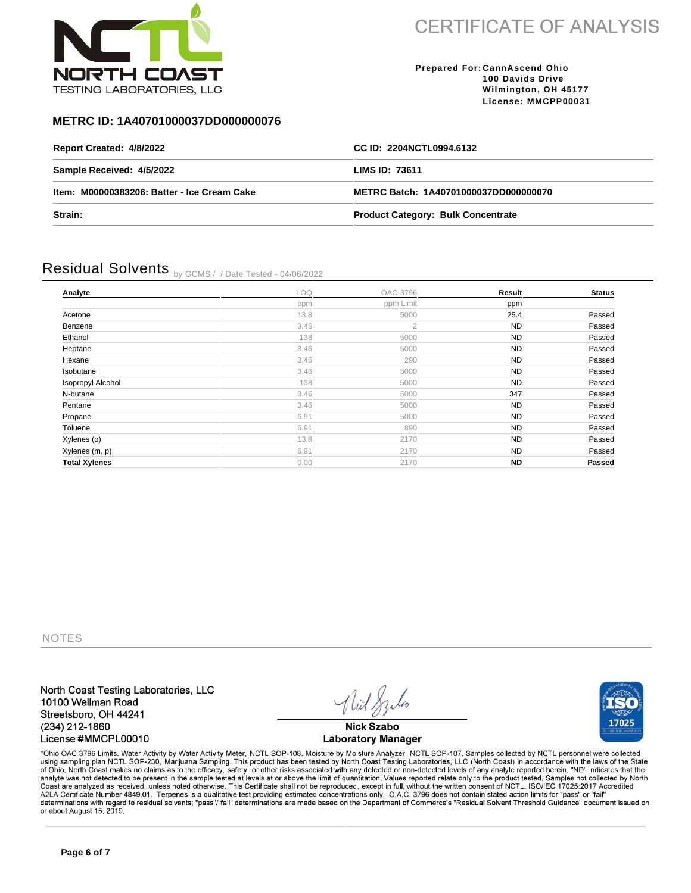# CERTIFICATE OF ANALYSIS

NORTH COAST TESTING LABORATORIES, LLC

**Prepared For:** CannAscend Ohio
100 Davids Drive
Wilmington, OH 45177
License: MMCPP00031

## METRC ID: 1A40701000037DD000000076

| | |
|---|---|
| **Report Created: 4/8/2022** | **CC ID: 2204NCTL0994.6132** |
| **Sample Received: 4/5/2022** | **LIMS ID: 73611** |
| **Item: M00000383206: Batter - Ice Cream Cake** | **METRC Batch: 1A40701000037DD000000070** |
| **Strain:** | **Product Category: Bulk Concentrate** |

## Residual Solvents by GCMS / / Date Tested - 04/06/2022

| Analyte | LOQ | OAC-3796 | Result | Status |
|---|---|---|---|---|
| | ppm | ppm Limit | ppm | |
| Acetone | 13.8 | 5000 | 25.4 | Passed |
| Benzene | 3.46 | 2 | ND | Passed |
| Ethanol | 138 | 5000 | ND | Passed |
| Heptane | 3.46 | 5000 | ND | Passed |
| Hexane | 3.46 | 290 | ND | Passed |
| Isobutane | 3.46 | 5000 | ND | Passed |
| Isopropyl Alcohol | 138 | 5000 | ND | Passed |
| N-butane | 3.46 | 5000 | 347 | Passed |
| Pentane | 3.46 | 5000 | ND | Passed |
| Propane | 6.91 | 5000 | ND | Passed |
| Toluene | 6.91 | 890 | ND | Passed |
| Xylenes (o) | 13.8 | 2170 | ND | Passed |
| Xylenes (m, p) | 6.91 | 2170 | ND | Passed |
| **Total Xylenes** | 0.00 | 2170 | **ND** | **Passed** |

NOTES

North Coast Testing Laboratories, LLC
10100 Wellman Road
Streetsboro, OH 44241
(234) 212-1860
License #MMCPL00010

**Nick Szabo**
**Laboratory Manager**

*Ohio OAC 3796 Limits. Water Activity by Water Activity Meter, NCTL SOP-108. Moisture by Moisture Analyzer, NCTL SOP-107. Samples collected by NCTL personnel were collected using sampling plan NCTL SOP-230, Marijuana Sampling. This product has been tested by North Coast Testing Laboratories, LLC (North Coast) in accordance with the laws of the State of Ohio. North Coast makes no claims as to the efficacy, safety, or other risks associated with any detected or non-detected levels of any analyte reported herein. "ND" indicates that the analyte was not detected to be present in the sample tested at levels at or above the limit of quantitation. Values reported relate only to the product tested. Samples not collected by North Coast are analyzed as received, unless noted otherwise. This Certificate shall not be reproduced, except in full, without the written consent of NCTL. ISO/IEC 17025:2017 Accredited A2LA Certificate Number 4849.01. Terpenes is a qualitative test providing estimated concentrations only. O.A.C. 3796 does not contain stated action limits for "pass" or "fail" determinations with regard to residual solvents; "pass"/"fail" determinations are made based on the Department of Commerce's "Residual Solvent Threshold Guidance" document issued on or about August 15, 2019.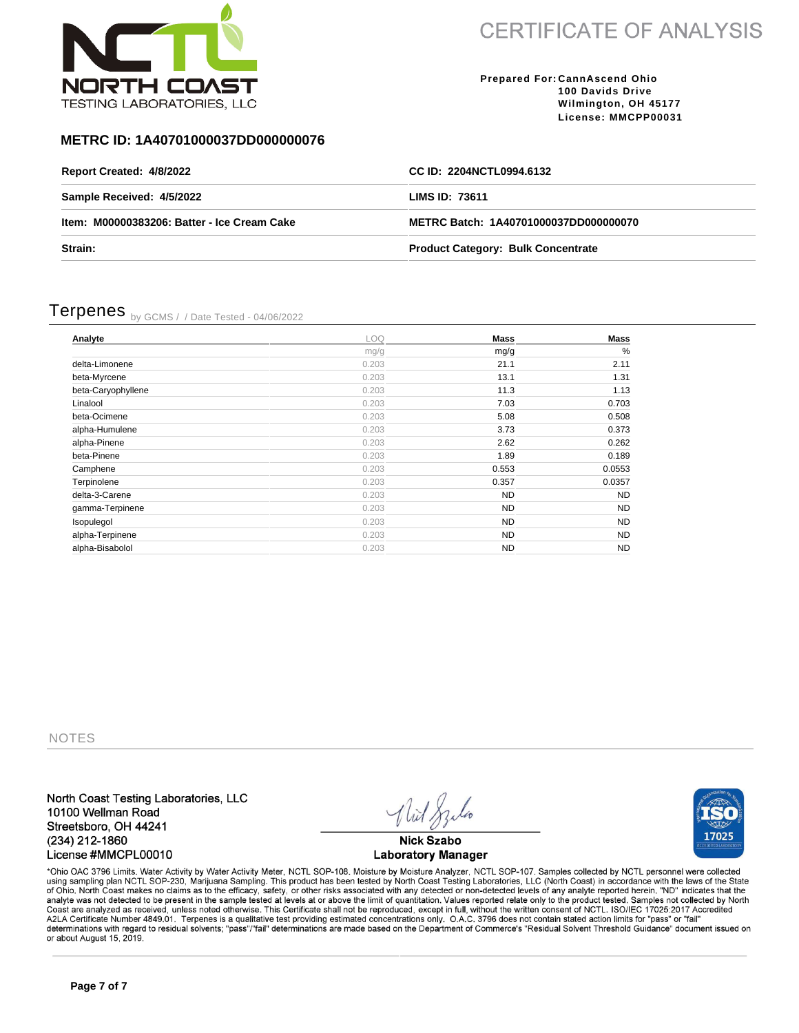NORTH COAST TESTING LABORATORIES, LLC

# CERTIFICATE OF ANALYSIS

**Prepared For:** CannAscend Ohio
100 Davids Drive
Wilmington, OH 45177
License: MMCPP00031

## METRC ID: 1A40701000037DD000000076

| | |
|---|---|
| **Report Created: 4/8/2022** | **CC ID: 2204NCTL0994.6132** |
| **Sample Received: 4/5/2022** | **LIMS ID: 73611** |
| **Item: M00000383206: Batter - Ice Cream Cake** | **METRC Batch: 1A40701000037DD000000070** |
| **Strain:** | **Product Category: Bulk Concentrate** |

## Terpenes by GCMS / / Date Tested - 04/06/2022

| Analyte | LOQ | Mass | Mass |
|---|---|---|---|
| | mg/g | mg/g | % |
| delta-Limonene | 0.203 | 21.1 | 2.11 |
| beta-Myrcene | 0.203 | 13.1 | 1.31 |
| beta-Caryophyllene | 0.203 | 11.3 | 1.13 |
| Linalool | 0.203 | 7.03 | 0.703 |
| beta-Ocimene | 0.203 | 5.08 | 0.508 |
| alpha-Humulene | 0.203 | 3.73 | 0.373 |
| alpha-Pinene | 0.203 | 2.62 | 0.262 |
| beta-Pinene | 0.203 | 1.89 | 0.189 |
| Camphene | 0.203 | 0.553 | 0.0553 |
| Terpinolene | 0.203 | 0.357 | 0.0357 |
| delta-3-Carene | 0.203 | ND | ND |
| gamma-Terpinene | 0.203 | ND | ND |
| Isopulegol | 0.203 | ND | ND |
| alpha-Terpinene | 0.203 | ND | ND |
| alpha-Bisabolol | 0.203 | ND | ND |

NOTES

North Coast Testing Laboratories, LLC
10100 Wellman Road
Streetsboro, OH 44241
(234) 212-1860
License #MMCPL00010

**Nick Szabo**
**Laboratory Manager**

ISO 17025 ACCREDITED LABORATORY

*Ohio OAC 3796 Limits. Water Activity by Water Activity Meter, NCTL SOP-108. Moisture by Moisture Analyzer, NCTL SOP-107. Samples collected by NCTL personnel were collected using sampling plan NCTL SOP-230, Marijuana Sampling. This product has been tested by North Coast Testing Laboratories, LLC (North Coast) in accordance with the laws of the State of Ohio. North Coast makes no claims as to the efficacy, safety, or other risks associated with any detected or non-detected levels of any analyte reported herein. "ND" indicates that the analyte was not detected to be present in the sample tested at levels at or above the limit of quantitation. Values reported relate only to the product tested. Samples not collected by North Coast are analyzed as received, unless noted otherwise. This Certificate shall not be reproduced, except in full, without the written consent of NCTL. ISO/IEC 17025:2017 Accredited A2LA Certificate Number 4849.01. Terpenes is a qualitative test providing estimated concentrations only. O.A.C. 3796 does not contain stated action limits for "pass" or "fail" determinations with regard to residual solvents; "pass"/"fail" determinations are made based on the Department of Commerce's "Residual Solvent Threshold Guidance" document issued on or about August 15, 2019.